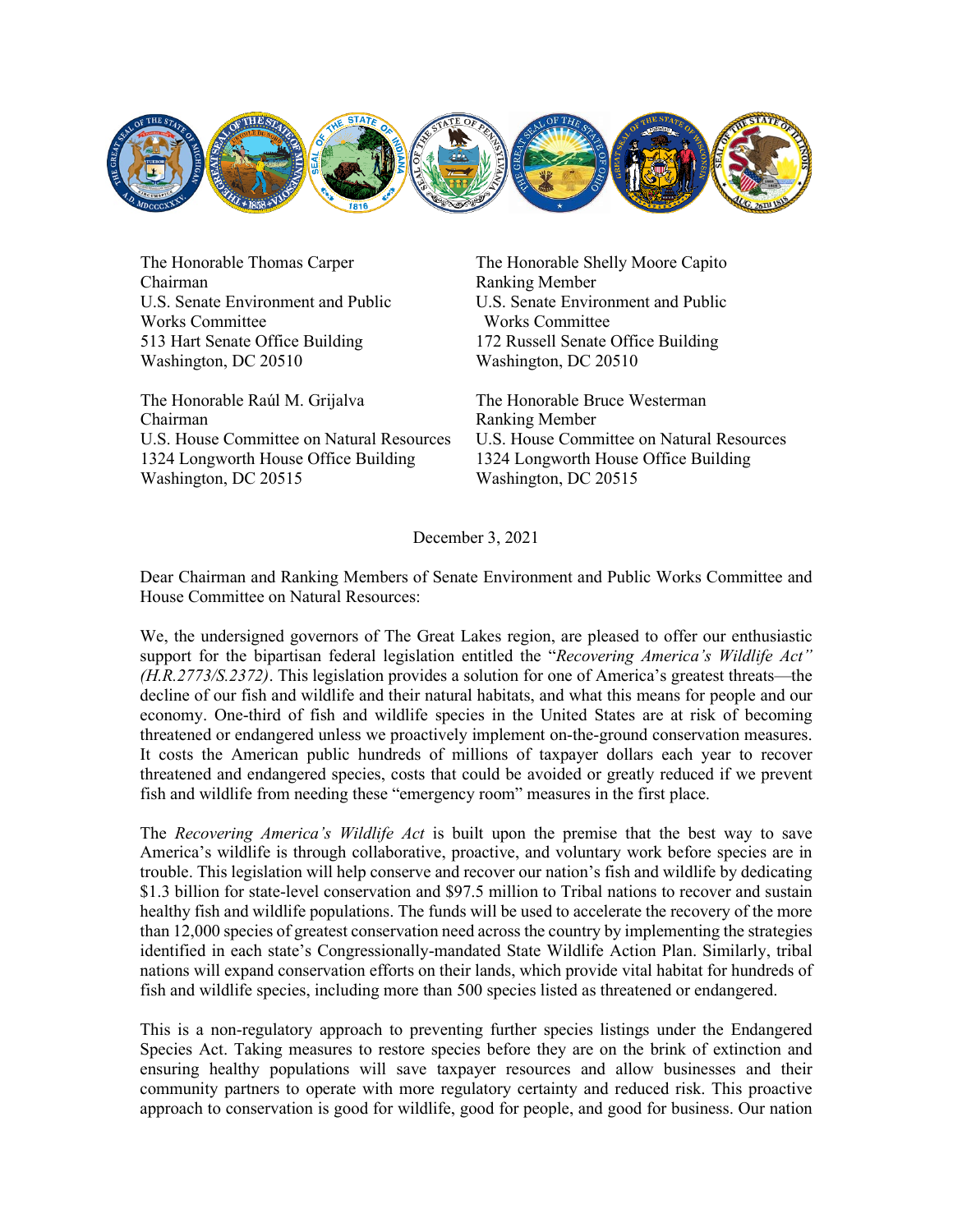The Honorable Thomas Carper
Chairman
U.S. Senate Environment and Public Works Committee
513 Hart Senate Office Building
Washington, DC 20510

The Honorable Shelly Moore Capito
Ranking Member
U.S. Senate Environment and Public Works Committee
172 Russell Senate Office Building
Washington, DC 20510

The Honorable Raúl M. Grijalva
Chairman
U.S. House Committee on Natural Resources
1324 Longworth House Office Building
Washington, DC 20515

The Honorable Bruce Westerman
Ranking Member
U.S. House Committee on Natural Resources
1324 Longworth House Office Building
Washington, DC 20515

December 3, 2021

Dear Chairman and Ranking Members of Senate Environment and Public Works Committee and House Committee on Natural Resources:

We, the undersigned governors of The Great Lakes region, are pleased to offer our enthusiastic support for the bipartisan federal legislation entitled the "*Recovering America's Wildlife Act" (H.R.2773/S.2372)*. This legislation provides a solution for one of America's greatest threats—the decline of our fish and wildlife and their natural habitats, and what this means for people and our economy. One-third of fish and wildlife species in the United States are at risk of becoming threatened or endangered unless we proactively implement on-the-ground conservation measures. It costs the American public hundreds of millions of taxpayer dollars each year to recover threatened and endangered species, costs that could be avoided or greatly reduced if we prevent fish and wildlife from needing these "emergency room" measures in the first place.

The *Recovering America's Wildlife Act* is built upon the premise that the best way to save America's wildlife is through collaborative, proactive, and voluntary work before species are in trouble. This legislation will help conserve and recover our nation's fish and wildlife by dedicating $1.3 billion for state-level conservation and $97.5 million to Tribal nations to recover and sustain healthy fish and wildlife populations. The funds will be used to accelerate the recovery of the more than 12,000 species of greatest conservation need across the country by implementing the strategies identified in each state's Congressionally-mandated State Wildlife Action Plan. Similarly, tribal nations will expand conservation efforts on their lands, which provide vital habitat for hundreds of fish and wildlife species, including more than 500 species listed as threatened or endangered.

This is a non-regulatory approach to preventing further species listings under the Endangered Species Act. Taking measures to restore species before they are on the brink of extinction and ensuring healthy populations will save taxpayer resources and allow businesses and their community partners to operate with more regulatory certainty and reduced risk. This proactive approach to conservation is good for wildlife, good for people, and good for business. Our nation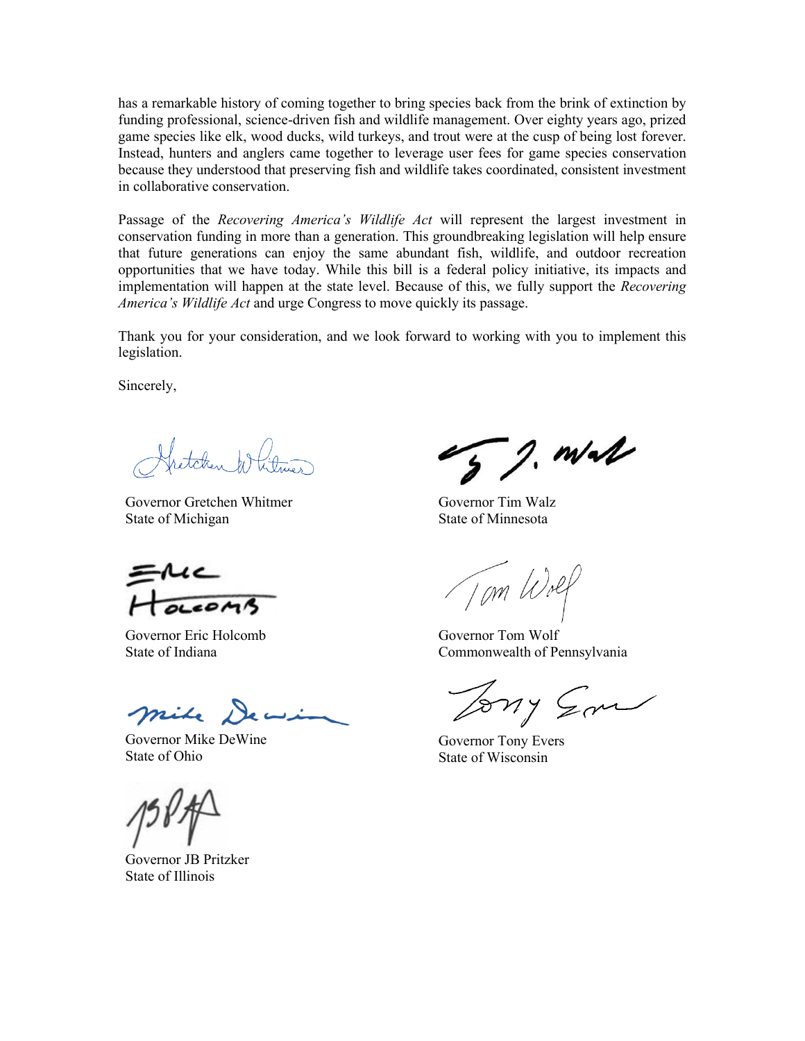has a remarkable history of coming together to bring species back from the brink of extinction by funding professional, science-driven fish and wildlife management. Over eighty years ago, prized game species like elk, wood ducks, wild turkeys, and trout were at the cusp of being lost forever. Instead, hunters and anglers came together to leverage user fees for game species conservation because they understood that preserving fish and wildlife takes coordinated, consistent investment in collaborative conservation.

Passage of the *Recovering America's Wildlife Act* will represent the largest investment in conservation funding in more than a generation. This groundbreaking legislation will help ensure that future generations can enjoy the same abundant fish, wildlife, and outdoor recreation opportunities that we have today. While this bill is a federal policy initiative, its impacts and implementation will happen at the state level. Because of this, we fully support the *Recovering America's Wildlife Act* and urge Congress to move quickly its passage.

Thank you for your consideration, and we look forward to working with you to implement this legislation.

Sincerely,

Governor Gretchen Whitmer
State of Michigan

Governor Tim Walz
State of Minnesota

Governor Eric Holcomb
State of Indiana

Governor Tom Wolf
Commonwealth of Pennsylvania

Governor Mike DeWine
State of Ohio

Governor Tony Evers
State of Wisconsin

Governor JB Pritzker
State of Illinois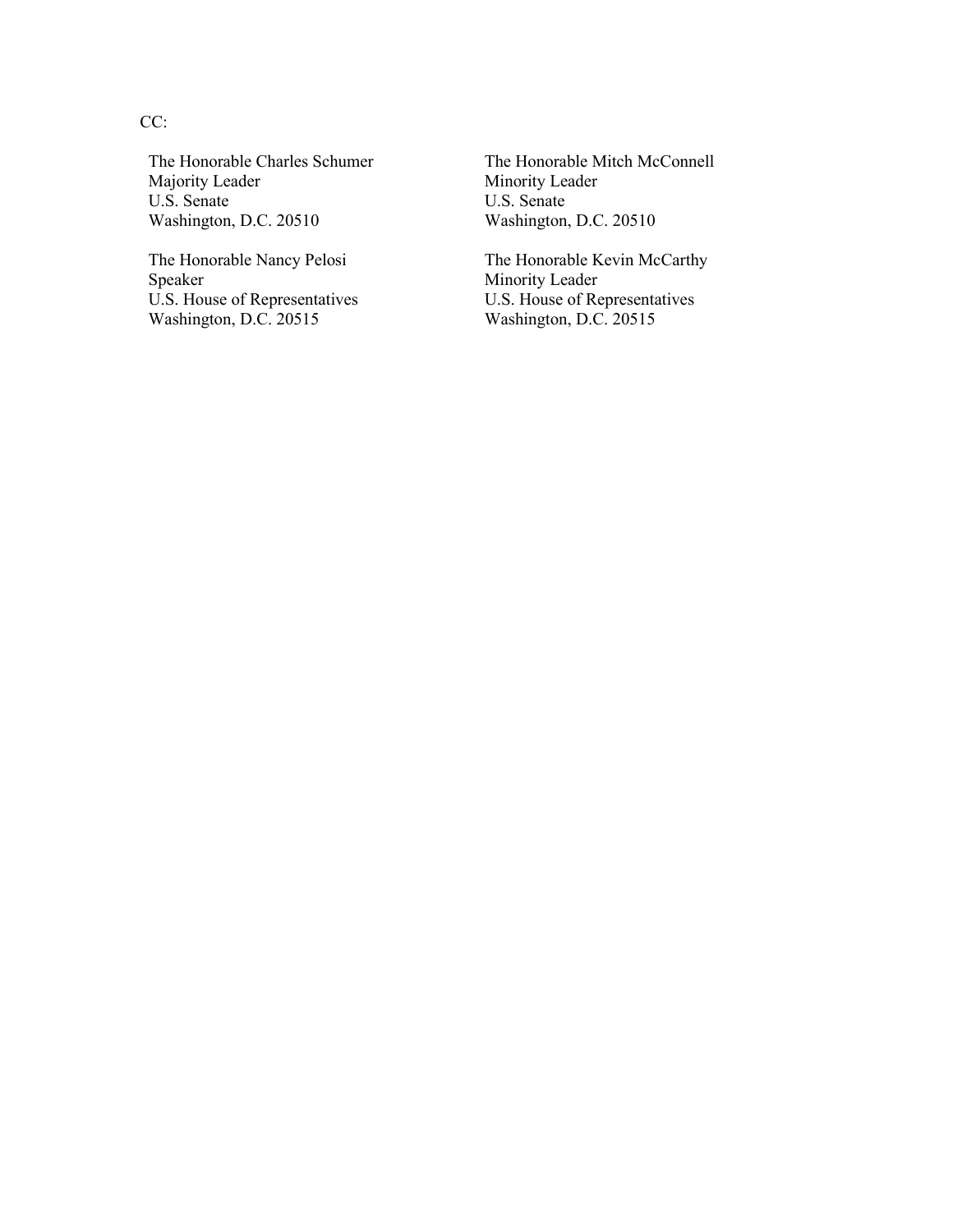CC:

The Honorable Charles Schumer
Majority Leader
U.S. Senate
Washington, D.C. 20510

The Honorable Mitch McConnell
Minority Leader
U.S. Senate
Washington, D.C. 20510

The Honorable Nancy Pelosi
Speaker
U.S. House of Representatives
Washington, D.C. 20515

The Honorable Kevin McCarthy
Minority Leader
U.S. House of Representatives
Washington, D.C. 20515